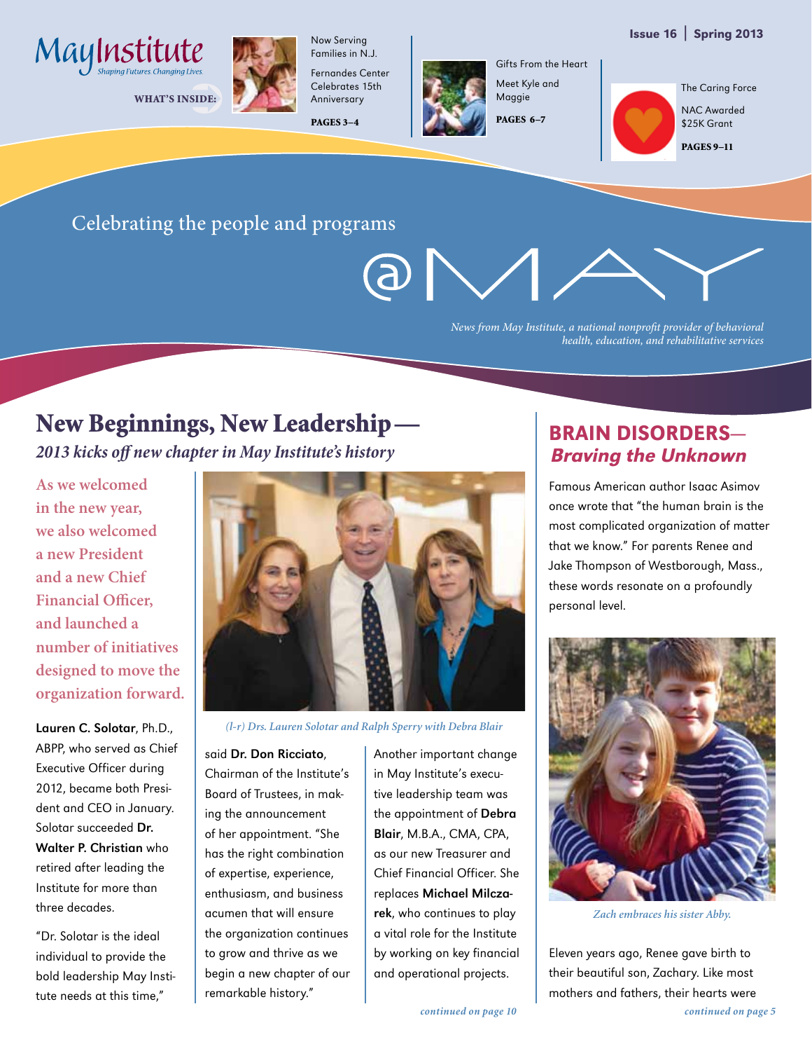May Institute
*Shaping Futures. Changing Lives.*

Issue 16 | Spring 2013

**WHAT'S INSIDE:**

Now Serving Families in N.J.

Fernandes Center Celebrates 15th Anniversary

**PAGES 3–4**

Gifts From the Heart

Meet Kyle and Maggie

**PAGES 6–7**

The Caring Force

NAC Awarded $25K Grant

**PAGES 9–11**

Celebrating the people and programs

# @MAY

*News from May Institute, a national nonprofit provider of behavioral health, education, and rehabilitative services*

## New Beginnings, New Leadership—

*2013 kicks off new chapter in May Institute's history*

**As we welcomed in the new year, we also welcomed a new President and a new Chief Financial Officer, and launched a number of initiatives designed to move the organization forward.**

*(l-r) Drs. Lauren Solotar and Ralph Sperry with Debra Blair*

**Lauren C. Solotar**, Ph.D., ABPP, who served as Chief Executive Officer during 2012, became both President and CEO in January. Solotar succeeded **Dr. Walter P. Christian** who retired after leading the Institute for more than three decades.

"Dr. Solotar is the ideal individual to provide the bold leadership May Institute needs at this time," said **Dr. Don Ricciato**, Chairman of the Institute's Board of Trustees, in making the announcement of her appointment. "She has the right combination of expertise, experience, enthusiasm, and business acumen that will ensure the organization continues to grow and thrive as we begin a new chapter of our remarkable history."

Another important change in May Institute's executive leadership team was the appointment of **Debra Blair**, M.B.A., CMA, CPA, as our new Treasurer and Chief Financial Officer. She replaces **Michael Milczarek**, who continues to play a vital role for the Institute by working on key financial and operational projects.

*continued on page 10*

## BRAIN DISORDERS—*Braving the Unknown*

Famous American author Isaac Asimov once wrote that "the human brain is the most complicated organization of matter that we know." For parents Renee and Jake Thompson of Westborough, Mass., these words resonate on a profoundly personal level.

*Zach embraces his sister Abby.*

Eleven years ago, Renee gave birth to their beautiful son, Zachary. Like most mothers and fathers, their hearts were

*continued on page 5*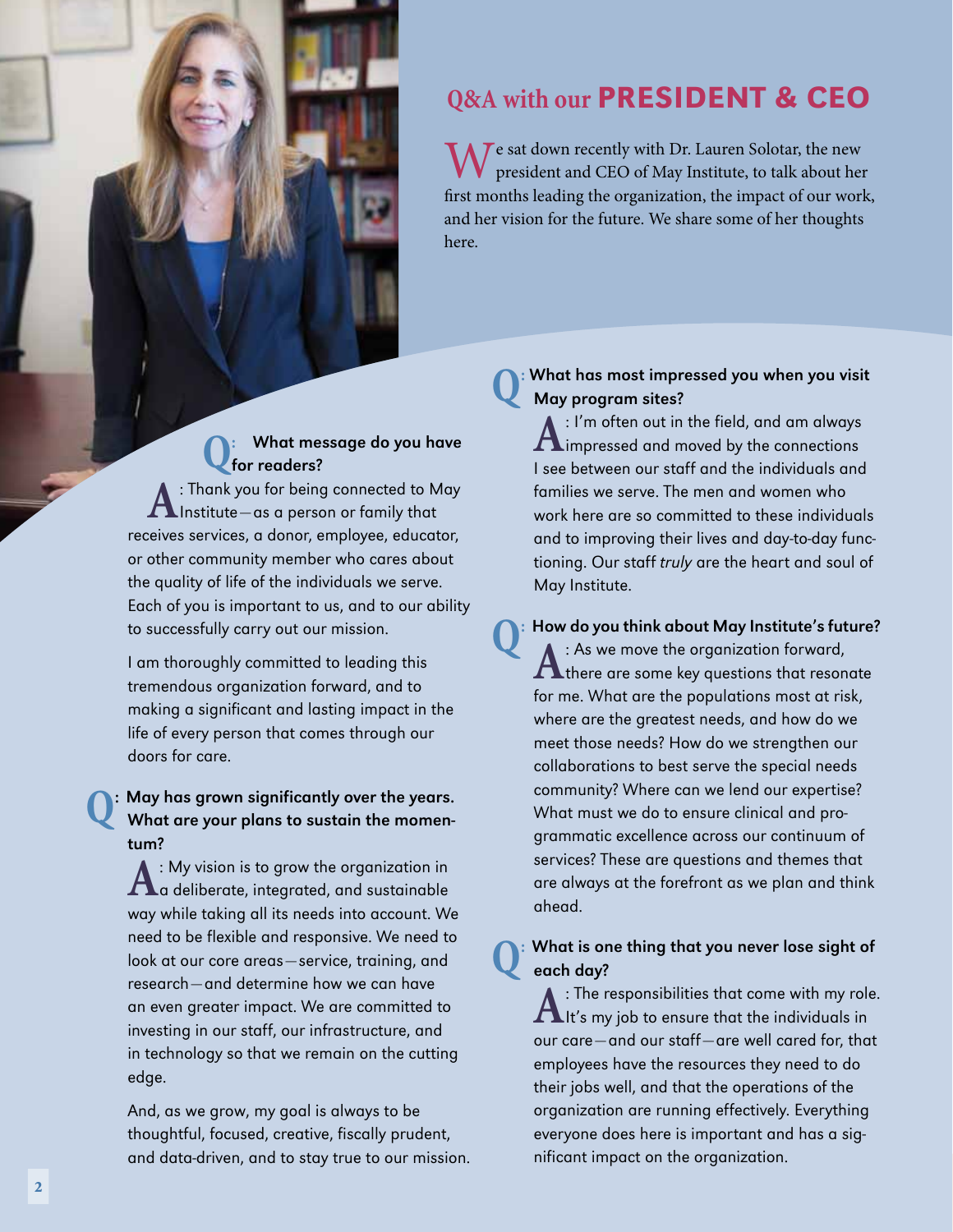# Q&A with our PRESIDENT & CEO

We sat down recently with Dr. Lauren Solotar, the new president and CEO of May Institute, to talk about her first months leading the organization, the impact of our work, and her vision for the future. We share some of her thoughts here.

**Q: What message do you have for readers?**

A: Thank you for being connected to May Institute—as a person or family that receives services, a donor, employee, educator, or other community member who cares about the quality of life of the individuals we serve. Each of you is important to us, and to our ability to successfully carry out our mission.

I am thoroughly committed to leading this tremendous organization forward, and to making a significant and lasting impact in the life of every person that comes through our doors for care.

**Q: May has grown significantly over the years. What are your plans to sustain the momentum?**

A: My vision is to grow the organization in a deliberate, integrated, and sustainable way while taking all its needs into account. We need to be flexible and responsive. We need to look at our core areas—service, training, and research—and determine how we can have an even greater impact. We are committed to investing in our staff, our infrastructure, and in technology so that we remain on the cutting edge.

And, as we grow, my goal is always to be thoughtful, focused, creative, fiscally prudent, and data-driven, and to stay true to our mission.

**Q: What has most impressed you when you visit May program sites?**

A: I'm often out in the field, and am always impressed and moved by the connections I see between our staff and the individuals and families we serve. The men and women who work here are so committed to these individuals and to improving their lives and day-to-day functioning. Our staff *truly* are the heart and soul of May Institute.

**Q: How do you think about May Institute's future?**

A: As we move the organization forward, there are some key questions that resonate for me. What are the populations most at risk, where are the greatest needs, and how do we meet those needs? How do we strengthen our collaborations to best serve the special needs community? Where can we lend our expertise? What must we do to ensure clinical and programmatic excellence across our continuum of services? These are questions and themes that are always at the forefront as we plan and think ahead.

**Q: What is one thing that you never lose sight of each day?**

A: The responsibilities that come with my role. It's my job to ensure that the individuals in our care—and our staff—are well cared for, that employees have the resources they need to do their jobs well, and that the operations of the organization are running effectively. Everything everyone does here is important and has a significant impact on the organization.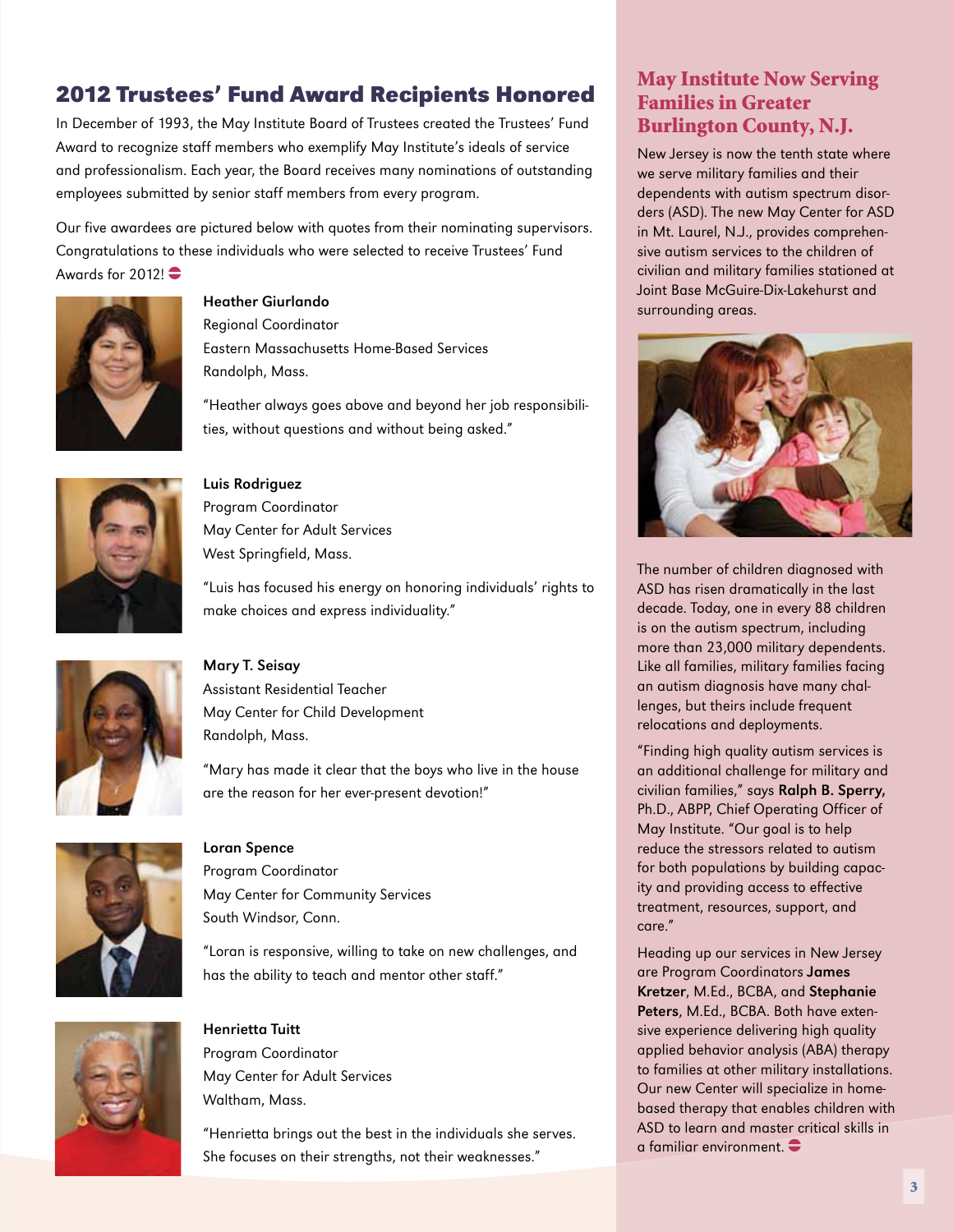## 2012 Trustees' Fund Award Recipients Honored

In December of 1993, the May Institute Board of Trustees created the Trustees' Fund Award to recognize staff members who exemplify May Institute's ideals of service and professionalism. Each year, the Board receives many nominations of outstanding employees submitted by senior staff members from every program.

Our five awardees are pictured below with quotes from their nominating supervisors. Congratulations to these individuals who were selected to receive Trustees' Fund Awards for 2012!

**Heather Giurlando**
Regional Coordinator
Eastern Massachusetts Home-Based Services
Randolph, Mass.

"Heather always goes above and beyond her job responsibilities, without questions and without being asked."

**Luis Rodriguez**
Program Coordinator
May Center for Adult Services
West Springfield, Mass.

"Luis has focused his energy on honoring individuals' rights to make choices and express individuality."

**Mary T. Seisay**
Assistant Residential Teacher
May Center for Child Development
Randolph, Mass.

"Mary has made it clear that the boys who live in the house are the reason for her ever-present devotion!"

**Loran Spence**
Program Coordinator
May Center for Community Services
South Windsor, Conn.

"Loran is responsive, willing to take on new challenges, and has the ability to teach and mentor other staff."

**Henrietta Tuitt**
Program Coordinator
May Center for Adult Services
Waltham, Mass.

"Henrietta brings out the best in the individuals she serves. She focuses on their strengths, not their weaknesses."

## May Institute Now Serving Families in Greater Burlington County, N.J.

New Jersey is now the tenth state where we serve military families and their dependents with autism spectrum disorders (ASD). The new May Center for ASD in Mt. Laurel, N.J., provides comprehensive autism services to the children of civilian and military families stationed at Joint Base McGuire-Dix-Lakehurst and surrounding areas.

The number of children diagnosed with ASD has risen dramatically in the last decade. Today, one in every 88 children is on the autism spectrum, including more than 23,000 military dependents. Like all families, military families facing an autism diagnosis have many challenges, but theirs include frequent relocations and deployments.

"Finding high quality autism services is an additional challenge for military and civilian families," says **Ralph B. Sperry,** Ph.D., ABPP, Chief Operating Officer of May Institute. "Our goal is to help reduce the stressors related to autism for both populations by building capacity and providing access to effective treatment, resources, support, and care."

Heading up our services in New Jersey are Program Coordinators **James Kretzer**, M.Ed., BCBA, and **Stephanie Peters**, M.Ed., BCBA. Both have extensive experience delivering high quality applied behavior analysis (ABA) therapy to families at other military installations. Our new Center will specialize in home-based therapy that enables children with ASD to learn and master critical skills in a familiar environment.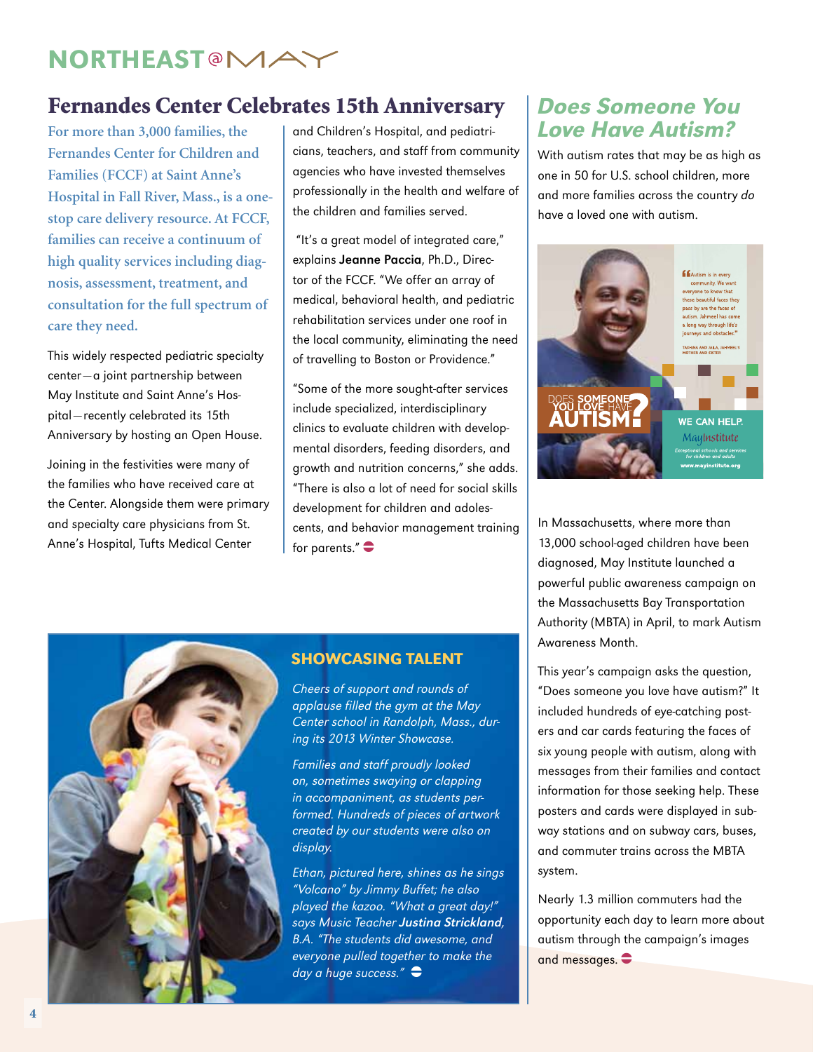## Fernandes Center Celebrates 15th Anniversary

**For more than 3,000 families, the Fernandes Center for Children and Families (FCCF) at Saint Anne's Hospital in Fall River, Mass., is a one-stop care delivery resource. At FCCF, families can receive a continuum of high quality services including diagnosis, assessment, treatment, and consultation for the full spectrum of care they need.**

This widely respected pediatric specialty center—a joint partnership between May Institute and Saint Anne's Hospital—recently celebrated its 15th Anniversary by hosting an Open House.

Joining in the festivities were many of the families who have received care at the Center. Alongside them were primary and specialty care physicians from St. Anne's Hospital, Tufts Medical Center and Children's Hospital, and pediatricians, teachers, and staff from community agencies who have invested themselves professionally in the health and welfare of the children and families served.

"It's a great model of integrated care," explains **Jeanne Paccia**, Ph.D., Director of the FCCF. "We offer an array of medical, behavioral health, and pediatric rehabilitation services under one roof in the local community, eliminating the need of travelling to Boston or Providence."

"Some of the more sought-after services include specialized, interdisciplinary clinics to evaluate children with developmental disorders, feeding disorders, and growth and nutrition concerns," she adds. "There is also a lot of need for social skills development for children and adolescents, and behavior management training for parents."

### SHOWCASING TALENT

*Cheers of support and rounds of applause filled the gym at the May Center school in Randolph, Mass., during its 2013 Winter Showcase.*

*Families and staff proudly looked on, sometimes swaying or clapping in accompaniment, as students performed. Hundreds of pieces of artwork created by our students were also on display.*

*Ethan, pictured here, shines as he sings "Volcano" by Jimmy Buffet; he also played the kazoo. "What a great day!" says Music Teacher **Justina Strickland**, B.A. "The students did awesome, and everyone pulled together to make the day a huge success."*

## Does Someone You Love Have Autism?

With autism rates that may be as high as one in 50 for U.S. school children, more and more families across the country *do* have a loved one with autism.

In Massachusetts, where more than 13,000 school-aged children have been diagnosed, May Institute launched a powerful public awareness campaign on the Massachusetts Bay Transportation Authority (MBTA) in April, to mark Autism Awareness Month.

This year's campaign asks the question, "Does someone you love have autism?" It included hundreds of eye-catching posters and car cards featuring the faces of six young people with autism, along with messages from their families and contact information for those seeking help. These posters and cards were displayed in subway stations and on subway cars, buses, and commuter trains across the MBTA system.

Nearly 1.3 million commuters had the opportunity each day to learn more about autism through the campaign's images and messages.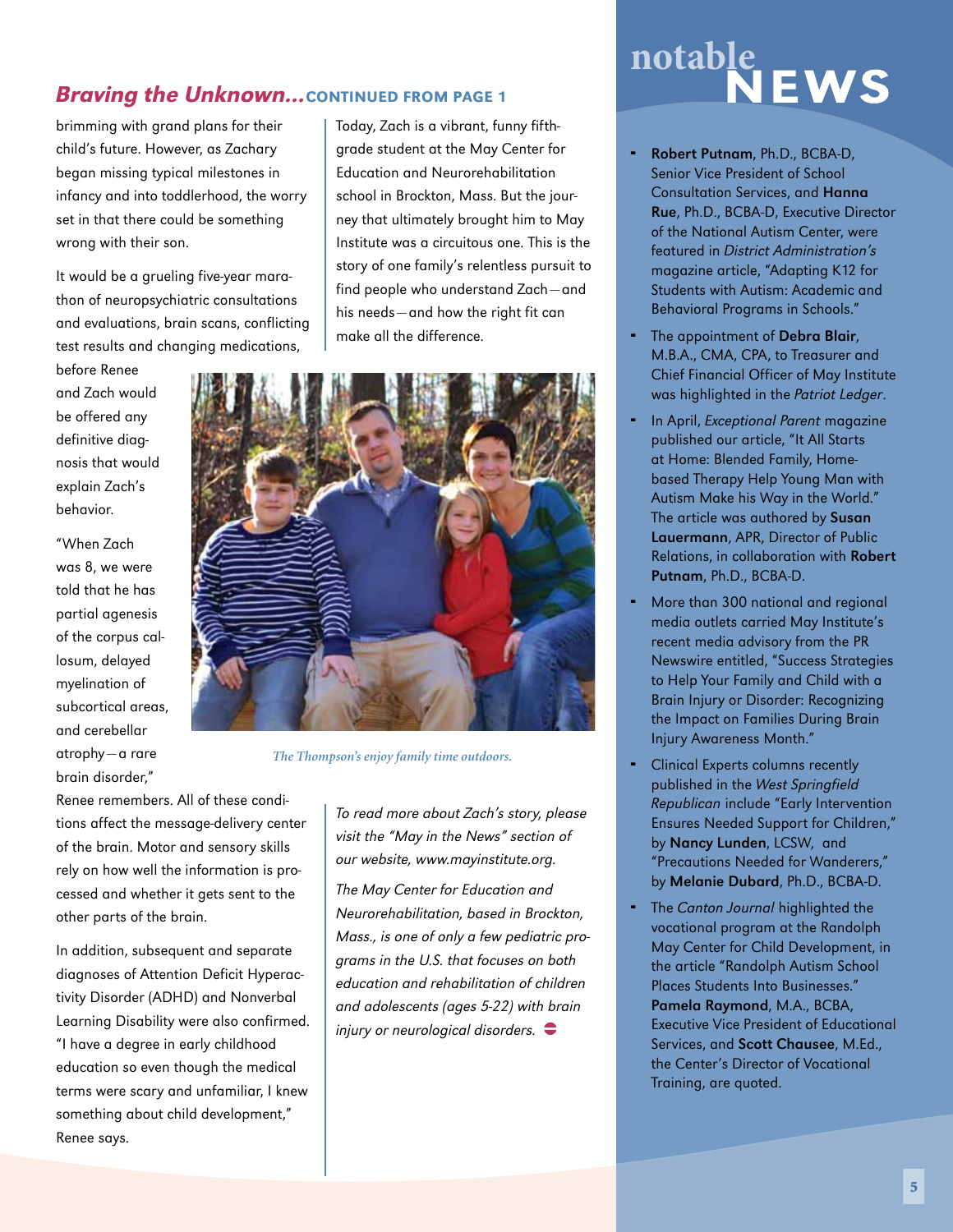## *Braving the Unknown...* CONTINUED FROM PAGE 1

brimming with grand plans for their child's future. However, as Zachary began missing typical milestones in infancy and into toddlerhood, the worry set in that there could be something wrong with their son.

It would be a grueling five-year marathon of neuropsychiatric consultations and evaluations, brain scans, conflicting test results and changing medications, before Renee and Zach would be offered any definitive diagnosis that would explain Zach's behavior.

"When Zach was 8, we were told that he has partial agenesis of the corpus callosum, delayed myelination of subcortical areas, and cerebellar atrophy—a rare brain disorder," Renee remembers. All of these conditions affect the message-delivery center of the brain. Motor and sensory skills rely on how well the information is processed and whether it gets sent to the other parts of the brain.

In addition, subsequent and separate diagnoses of Attention Deficit Hyperactivity Disorder (ADHD) and Nonverbal Learning Disability were also confirmed. "I have a degree in early childhood education so even though the medical terms were scary and unfamiliar, I knew something about child development," Renee says.

Today, Zach is a vibrant, funny fifth-grade student at the May Center for Education and Neurorehabilitation school in Brockton, Mass. But the journey that ultimately brought him to May Institute was a circuitous one. This is the story of one family's relentless pursuit to find people who understand Zach—and his needs—and how the right fit can make all the difference.

*The Thompson's enjoy family time outdoors.*

*To read more about Zach's story, please visit the "May in the News" section of our website, www.mayinstitute.org.*

*The May Center for Education and Neurorehabilitation, based in Brockton, Mass., is one of only a few pediatric programs in the U.S. that focuses on both education and rehabilitation of children and adolescents (ages 5-22) with brain injury or neurological disorders.*

# notable NEWS

- **Robert Putnam**, Ph.D., BCBA-D, Senior Vice President of School Consultation Services, and **Hanna Rue**, Ph.D., BCBA-D, Executive Director of the National Autism Center, were featured in *District Administration's* magazine article, "Adapting K12 for Students with Autism: Academic and Behavioral Programs in Schools."
- The appointment of **Debra Blair**, M.B.A., CMA, CPA, to Treasurer and Chief Financial Officer of May Institute was highlighted in the *Patriot Ledger*.
- In April, *Exceptional Parent* magazine published our article, "It All Starts at Home: Blended Family, Home-based Therapy Help Young Man with Autism Make his Way in the World." The article was authored by **Susan Lauermann**, APR, Director of Public Relations, in collaboration with **Robert Putnam**, Ph.D., BCBA-D.
- More than 300 national and regional media outlets carried May Institute's recent media advisory from the PR Newswire entitled, "Success Strategies to Help Your Family and Child with a Brain Injury or Disorder: Recognizing the Impact on Families During Brain Injury Awareness Month."
- Clinical Experts columns recently published in the *West Springfield Republican* include "Early Intervention Ensures Needed Support for Children," by **Nancy Lunden**, LCSW, and "Precautions Needed for Wanderers," by **Melanie Dubard**, Ph.D., BCBA-D.
- The *Canton Journal* highlighted the vocational program at the Randolph May Center for Child Development, in the article "Randolph Autism School Places Students Into Businesses." **Pamela Raymond**, M.A., BCBA, Executive Vice President of Educational Services, and **Scott Chausee**, M.Ed., the Center's Director of Vocational Training, are quoted.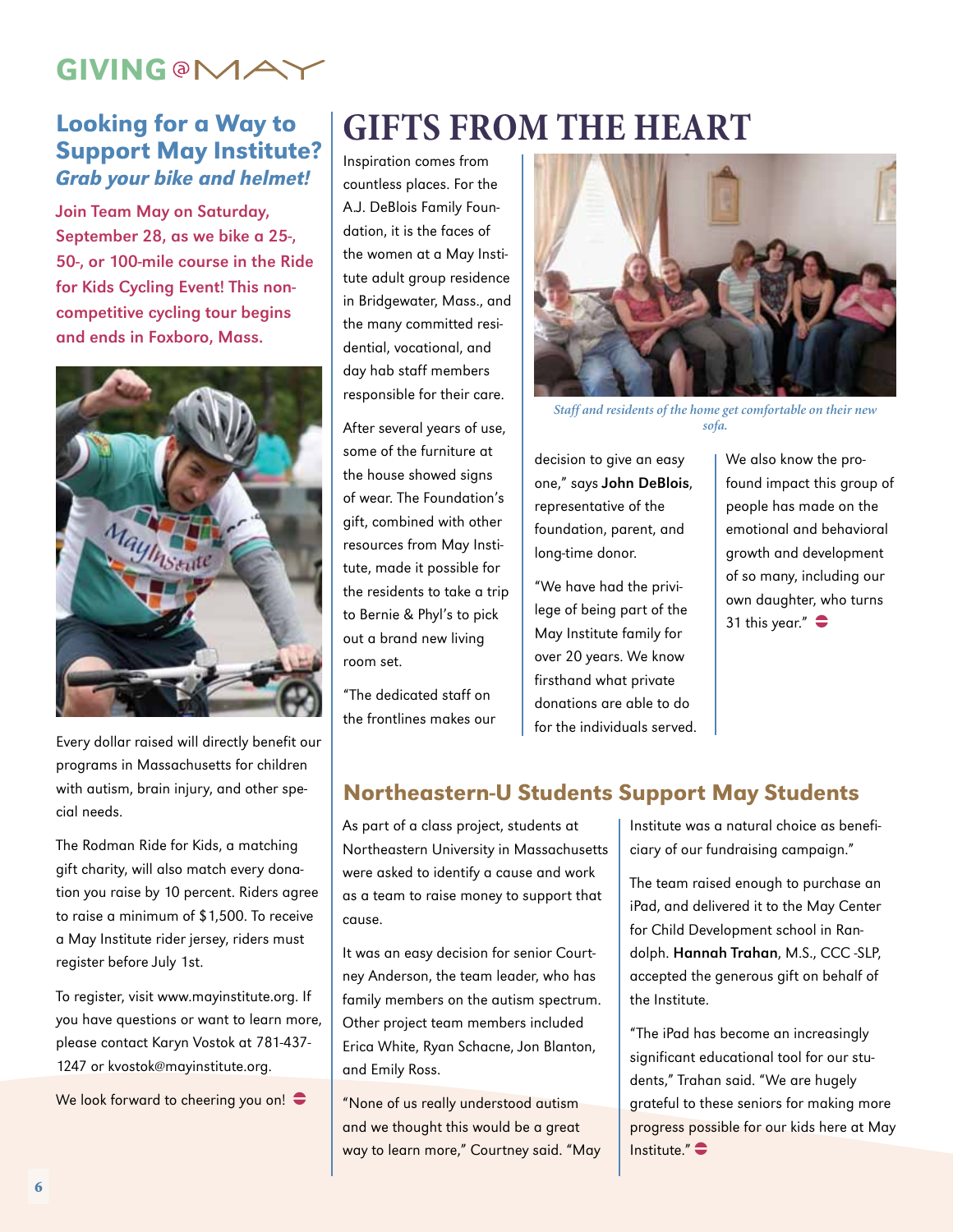# GIVING@MAY

## Looking for a Way to Support May Institute?

***Grab your bike and helmet!***

**Join Team May on Saturday, September 28, as we bike a 25-, 50-, or 100-mile course in the Ride for Kids Cycling Event! This non-competitive cycling tour begins and ends in Foxboro, Mass.**

Every dollar raised will directly benefit our programs in Massachusetts for children with autism, brain injury, and other special needs.

The Rodman Ride for Kids, a matching gift charity, will also match every donation you raise by 10 percent. Riders agree to raise a minimum of $1,500. To receive a May Institute rider jersey, riders must register before July 1st.

To register, visit www.mayinstitute.org. If you have questions or want to learn more, please contact Karyn Vostok at 781-437-1247 or kvostok@mayinstitute.org.

We look forward to cheering you on!

# GIFTS FROM THE HEART

Inspiration comes from countless places. For the A.J. DeBlois Family Foundation, it is the faces of the women at a May Institute adult group residence in Bridgewater, Mass., and the many committed residential, vocational, and day hab staff members responsible for their care.

After several years of use, some of the furniture at the house showed signs of wear. The Foundation's gift, combined with other resources from May Institute, made it possible for the residents to take a trip to Bernie & Phyl's to pick out a brand new living room set.

*Staff and residents of the home get comfortable on their new sofa.*

"The dedicated staff on the frontlines makes our decision to give an easy one," says **John DeBlois**, representative of the foundation, parent, and long-time donor.

"We have had the privilege of being part of the May Institute family for over 20 years. We know firsthand what private donations are able to do for the individuals served. We also know the profound impact this group of people has made on the emotional and behavioral growth and development of so many, including our own daughter, who turns 31 this year."

## Northeastern-U Students Support May Students

As part of a class project, students at Northeastern University in Massachusetts were asked to identify a cause and work as a team to raise money to support that cause.

It was an easy decision for senior Courtney Anderson, the team leader, who has family members on the autism spectrum. Other project team members included Erica White, Ryan Schacne, Jon Blanton, and Emily Ross.

"None of us really understood autism and we thought this would be a great way to learn more," Courtney said. "May Institute was a natural choice as beneficiary of our fundraising campaign."

The team raised enough to purchase an iPad, and delivered it to the May Center for Child Development school in Randolph. **Hannah Trahan**, M.S., CCC -SLP, accepted the generous gift on behalf of the Institute.

"The iPad has become an increasingly significant educational tool for our students," Trahan said. "We are hugely grateful to these seniors for making more progress possible for our kids here at May Institute."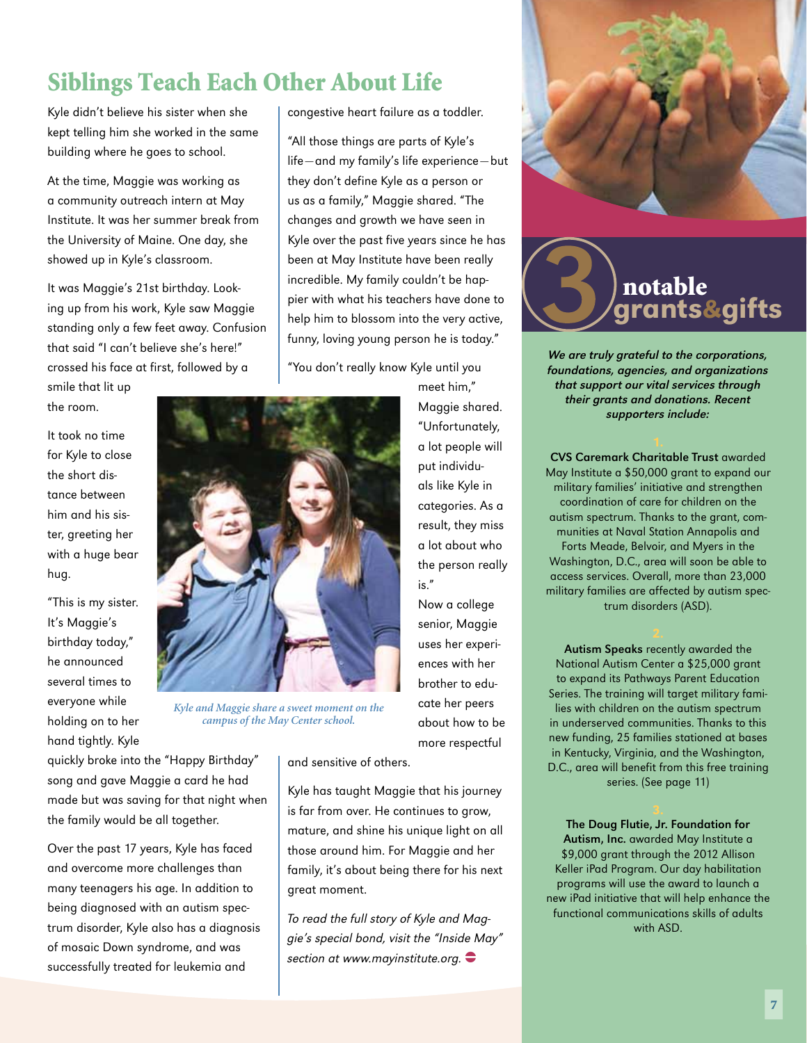# Siblings Teach Each Other About Life

Kyle didn't believe his sister when she kept telling him she worked in the same building where he goes to school.

At the time, Maggie was working as a community outreach intern at May Institute. It was her summer break from the University of Maine. One day, she showed up in Kyle's classroom.

It was Maggie's 21st birthday. Looking up from his work, Kyle saw Maggie standing only a few feet away. Confusion that said "I can't believe she's here!" crossed his face at first, followed by a smile that lit up the room.

It took no time for Kyle to close the short distance between him and his sister, greeting her with a huge bear hug.

"This is my sister. It's Maggie's birthday today," he announced several times to everyone while holding on to her hand tightly. Kyle quickly broke into the "Happy Birthday" song and gave Maggie a card he had made but was saving for that night when the family would be all together.

Over the past 17 years, Kyle has faced and overcome more challenges than many teenagers his age. In addition to being diagnosed with an autism spectrum disorder, Kyle also has a diagnosis of mosaic Down syndrome, and was successfully treated for leukemia and congestive heart failure as a toddler.

"All those things are parts of Kyle's life—and my family's life experience—but they don't define Kyle as a person or us as a family," Maggie shared. "The changes and growth we have seen in Kyle over the past five years since he has been at May Institute have been really incredible. My family couldn't be happier with what his teachers have done to help him to blossom into the very active, funny, loving young person he is today."

"You don't really know Kyle until you meet him," Maggie shared. "Unfortunately, a lot people will put individuals like Kyle in categories. As a result, they miss a lot about who the person really is."

*Kyle and Maggie share a sweet moment on the campus of the May Center school.*

Now a college senior, Maggie uses her experiences with her brother to educate her peers about how to be more respectful and sensitive of others.

Kyle has taught Maggie that his journey is far from over. He continues to grow, mature, and shine his unique light on all those around him. For Maggie and her family, it's about being there for his next great moment.

*To read the full story of Kyle and Maggie's special bond, visit the "Inside May" section at www.mayinstitute.org.*

## 3 notable grants&gifts

***We are truly grateful to the corporations, foundations, agencies, and organizations that support our vital services through their grants and donations. Recent supporters include:***

1.

**CVS Caremark Charitable Trust** awarded May Institute a $50,000 grant to expand our military families' initiative and strengthen coordination of care for children on the autism spectrum. Thanks to the grant, communities at Naval Station Annapolis and Forts Meade, Belvoir, and Myers in the Washington, D.C., area will soon be able to access services. Overall, more than 23,000 military families are affected by autism spectrum disorders (ASD).

2.

**Autism Speaks** recently awarded the National Autism Center a $25,000 grant to expand its Pathways Parent Education Series. The training will target military families with children on the autism spectrum in underserved communities. Thanks to this new funding, 25 families stationed at bases in Kentucky, Virginia, and the Washington, D.C., area will benefit from this free training series. (See page 11)

3.

**The Doug Flutie, Jr. Foundation for Autism, Inc.** awarded May Institute a $9,000 grant through the 2012 Allison Keller iPad Program. Our day habilitation programs will use the award to launch a new iPad initiative that will help enhance the functional communications skills of adults with ASD.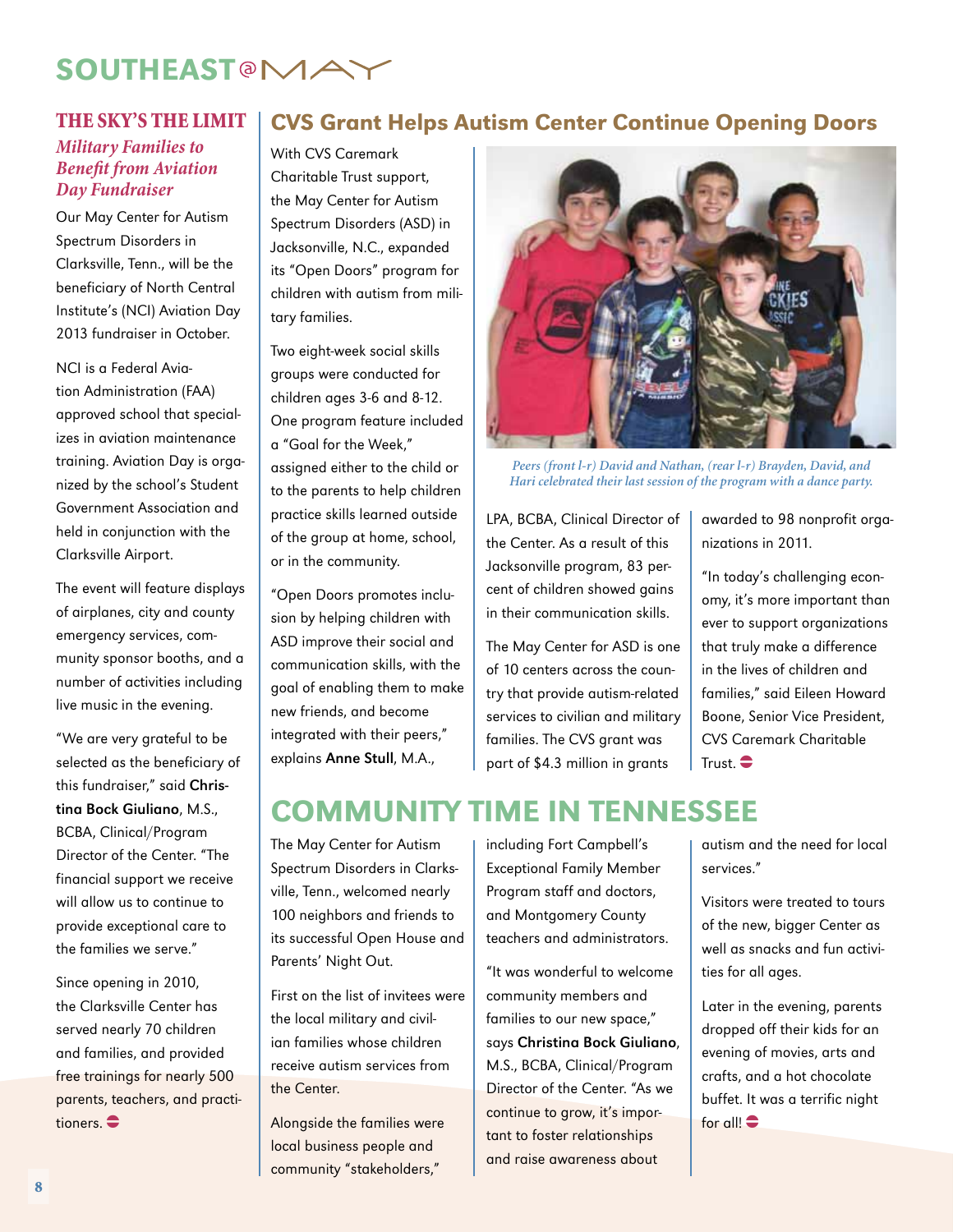# SOUTHEAST@MAY

## THE SKY'S THE LIMIT

### *Military Families to Benefit from Aviation Day Fundraiser*

Our May Center for Autism Spectrum Disorders in Clarksville, Tenn., will be the beneficiary of North Central Institute's (NCI) Aviation Day 2013 fundraiser in October.

NCI is a Federal Aviation Administration (FAA) approved school that specializes in aviation maintenance training. Aviation Day is organized by the school's Student Government Association and held in conjunction with the Clarksville Airport.

The event will feature displays of airplanes, city and county emergency services, community sponsor booths, and a number of activities including live music in the evening.

"We are very grateful to be selected as the beneficiary of this fundraiser," said **Christina Bock Giuliano**, M.S., BCBA, Clinical/Program Director of the Center. "The financial support we receive will allow us to continue to provide exceptional care to the families we serve."

Since opening in 2010, the Clarksville Center has served nearly 70 children and families, and provided free trainings for nearly 500 parents, teachers, and practitioners.

## CVS Grant Helps Autism Center Continue Opening Doors

With CVS Caremark Charitable Trust support, the May Center for Autism Spectrum Disorders (ASD) in Jacksonville, N.C., expanded its "Open Doors" program for children with autism from military families.

Two eight-week social skills groups were conducted for children ages 3-6 and 8-12. One program feature included a "Goal for the Week," assigned either to the child or to the parents to help children practice skills learned outside of the group at home, school, or in the community.

"Open Doors promotes inclusion by helping children with ASD improve their social and communication skills, with the goal of enabling them to make new friends, and become integrated with their peers," explains **Anne Stull**, M.A., LPA, BCBA, Clinical Director of the Center. As a result of this Jacksonville program, 83 percent of children showed gains in their communication skills.

*Peers (front l-r) David and Nathan, (rear l-r) Brayden, David, and Hari celebrated their last session of the program with a dance party.*

The May Center for ASD is one of 10 centers across the country that provide autism-related services to civilian and military families. The CVS grant was part of $4.3 million in grants awarded to 98 nonprofit organizations in 2011.

"In today's challenging economy, it's more important than ever to support organizations that truly make a difference in the lives of children and families," said Eileen Howard Boone, Senior Vice President, CVS Caremark Charitable Trust.

## COMMUNITY TIME IN TENNESSEE

The May Center for Autism Spectrum Disorders in Clarksville, Tenn., welcomed nearly 100 neighbors and friends to its successful Open House and Parents' Night Out.

First on the list of invitees were the local military and civilian families whose children receive autism services from the Center.

Alongside the families were local business people and community "stakeholders," including Fort Campbell's Exceptional Family Member Program staff and doctors, and Montgomery County teachers and administrators.

"It was wonderful to welcome community members and families to our new space," says **Christina Bock Giuliano**, M.S., BCBA, Clinical/Program Director of the Center. "As we continue to grow, it's important to foster relationships and raise awareness about autism and the need for local services."

Visitors were treated to tours of the new, bigger Center as well as snacks and fun activities for all ages.

Later in the evening, parents dropped off their kids for an evening of movies, arts and crafts, and a hot chocolate buffet. It was a terrific night for all!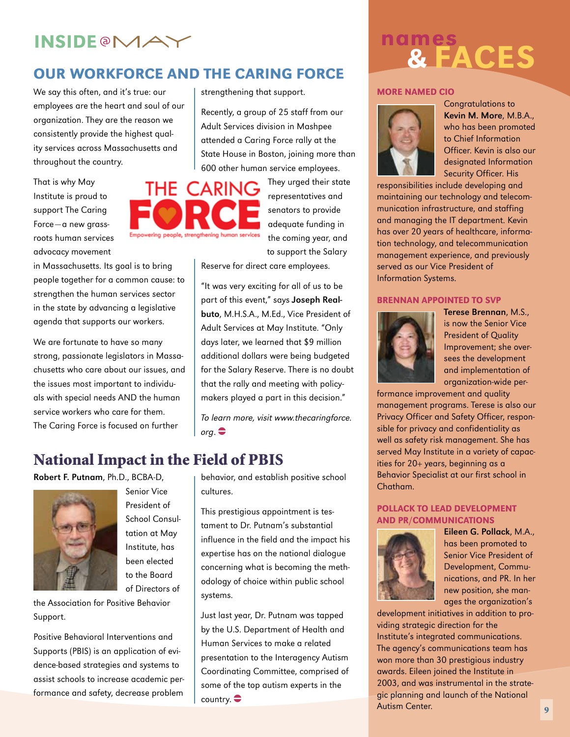INSIDE@MAY

## OUR WORKFORCE AND THE CARING FORCE

We say this often, and it's true: our employees are the heart and soul of our organization. They are the reason we consistently provide the highest quality services across Massachusetts and throughout the country.

That is why May Institute is proud to support The Caring Force—a new grassroots human services advocacy movement in Massachusetts. Its goal is to bring people together for a common cause: to strengthen the human services sector in the state by advancing a legislative agenda that supports our workers.

We are fortunate to have so many strong, passionate legislators in Massachusetts who care about our issues, and the issues most important to individuals with special needs AND the human service workers who care for them. The Caring Force is focused on further strengthening that support.

Recently, a group of 25 staff from our Adult Services division in Mashpee attended a Caring Force rally at the State House in Boston, joining more than 600 other human service employees. They urged their state representatives and senators to provide adequate funding in the coming year, and to support the Salary Reserve for direct care employees.

THE CARING FORCE
Empowering people, strengthening human services

"It was very exciting for all of us to be part of this event," says **Joseph Realbuto**, M.H.S.A., M.Ed., Vice President of Adult Services at May Institute. "Only days later, we learned that $9 million additional dollars were being budgeted for the Salary Reserve. There is no doubt that the rally and meeting with policymakers played a part in this decision."

*To learn more, visit www.thecaringforce.org.*

## National Impact in the Field of PBIS

**Robert F. Putnam**, Ph.D., BCBA-D, Senior Vice President of School Consultation at May Institute, has been elected to the Board of Directors of the Association for Positive Behavior Support.

Positive Behavioral Interventions and Supports (PBIS) is an application of evidence-based strategies and systems to assist schools to increase academic performance and safety, decrease problem behavior, and establish positive school cultures.

This prestigious appointment is testament to Dr. Putnam's substantial influence in the field and the impact his expertise has on the national dialogue concerning what is becoming the methodology of choice within public school systems.

Just last year, Dr. Putnam was tapped by the U.S. Department of Health and Human Services to make a related presentation to the Interagency Autism Coordinating Committee, comprised of some of the top autism experts in the country.

# names & FACES

### MORE NAMED CIO

Congratulations to **Kevin M. More**, M.B.A., who has been promoted to Chief Information Officer. Kevin is also our designated Information Security Officer. His responsibilities include developing and maintaining our technology and telecommunication infrastructure, and staffing and managing the IT department. Kevin has over 20 years of healthcare, information technology, and telecommunication management experience, and previously served as our Vice President of Information Systems.

### BRENNAN APPOINTED TO SVP

**Terese Brennan**, M.S., is now the Senior Vice President of Quality Improvement; she oversees the development and implementation of organization-wide performance improvement and quality management programs. Terese is also our Privacy Officer and Safety Officer, responsible for privacy and confidentiality as well as safety risk management. She has served May Institute in a variety of capacities for 20+ years, beginning as a Behavior Specialist at our first school in Chatham.

### POLLACK TO LEAD DEVELOPMENT AND PR/COMMUNICATIONS

**Eileen G. Pollack**, M.A., has been promoted to Senior Vice President of Development, Communications, and PR. In her new position, she manages the organization's development initiatives in addition to providing strategic direction for the Institute's integrated communications. The agency's communications team has won more than 30 prestigious industry awards. Eileen joined the Institute in 2003, and was instrumental in the strategic planning and launch of the National Autism Center.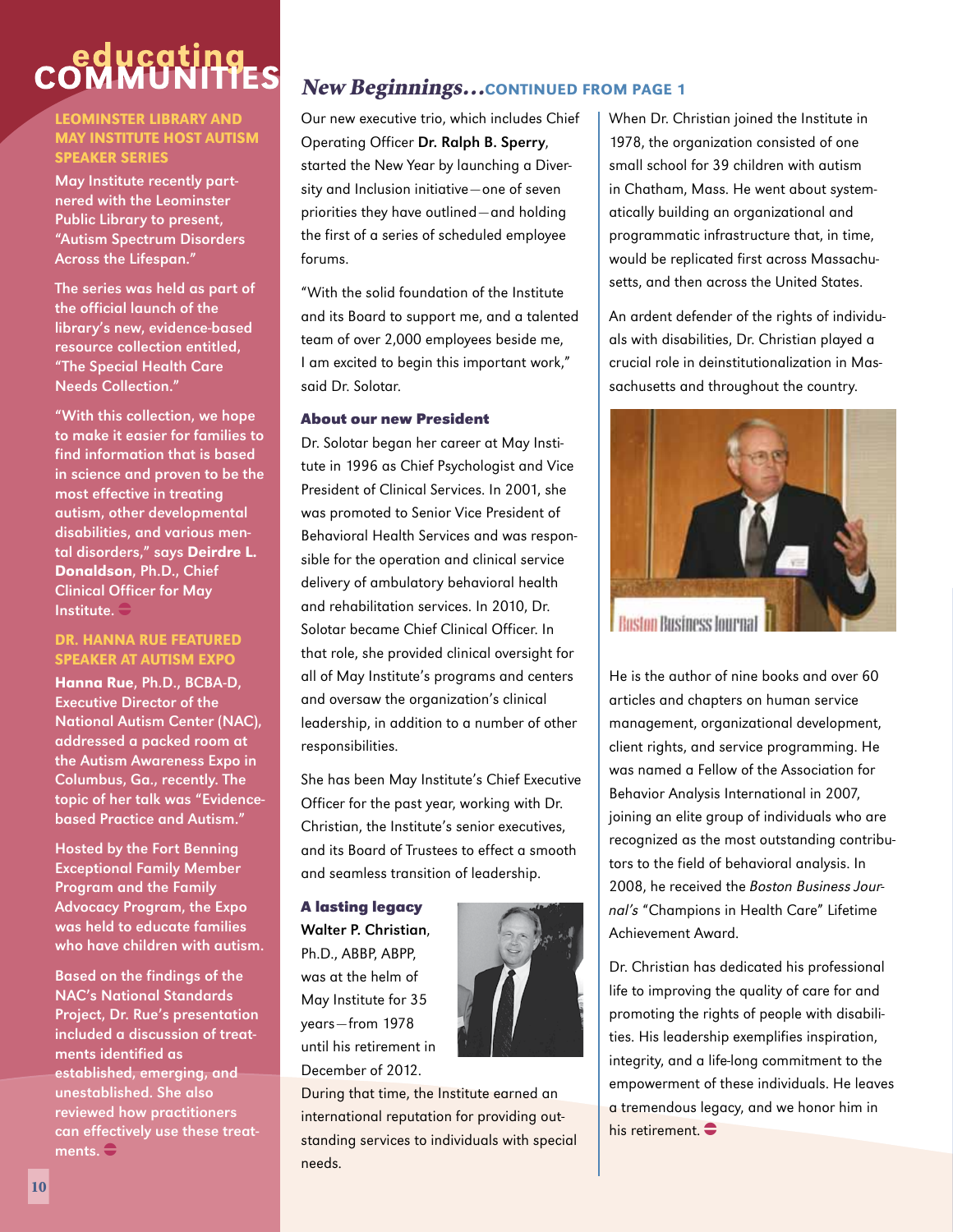# educating COMMUNITIES

### LEOMINSTER LIBRARY AND MAY INSTITUTE HOST AUTISM SPEAKER SERIES

May Institute recently partnered with the Leominster Public Library to present, "Autism Spectrum Disorders Across the Lifespan."

The series was held as part of the official launch of the library's new, evidence-based resource collection entitled, "The Special Health Care Needs Collection."

"With this collection, we hope to make it easier for families to find information that is based in science and proven to be the most effective in treating autism, other developmental disabilities, and various mental disorders," says **Deirdre L. Donaldson**, Ph.D., Chief Clinical Officer for May Institute.

### DR. HANNA RUE FEATURED SPEAKER AT AUTISM EXPO

**Hanna Rue**, Ph.D., BCBA-D, Executive Director of the National Autism Center (NAC), addressed a packed room at the Autism Awareness Expo in Columbus, Ga., recently. The topic of her talk was "Evidence-based Practice and Autism."

Hosted by the Fort Benning Exceptional Family Member Program and the Family Advocacy Program, the Expo was held to educate families who have children with autism.

Based on the findings of the NAC's National Standards Project, Dr. Rue's presentation included a discussion of treatments identified as established, emerging, and unestablished. She also reviewed how practitioners can effectively use these treatments.

## *New Beginnings...* CONTINUED FROM PAGE 1

Our new executive trio, which includes Chief Operating Officer **Dr. Ralph B. Sperry**, started the New Year by launching a Diversity and Inclusion initiative—one of seven priorities they have outlined—and holding the first of a series of scheduled employee forums.

"With the solid foundation of the Institute and its Board to support me, and a talented team of over 2,000 employees beside me, I am excited to begin this important work," said Dr. Solotar.

### About our new President

Dr. Solotar began her career at May Institute in 1996 as Chief Psychologist and Vice President of Clinical Services. In 2001, she was promoted to Senior Vice President of Behavioral Health Services and was responsible for the operation and clinical service delivery of ambulatory behavioral health and rehabilitation services. In 2010, Dr. Solotar became Chief Clinical Officer. In that role, she provided clinical oversight for all of May Institute's programs and centers and oversaw the organization's clinical leadership, in addition to a number of other responsibilities.

She has been May Institute's Chief Executive Officer for the past year, working with Dr. Christian, the Institute's senior executives, and its Board of Trustees to effect a smooth and seamless transition of leadership.

### A lasting legacy

**Walter P. Christian**, Ph.D., ABBP, ABPP, was at the helm of May Institute for 35 years—from 1978 until his retirement in December of 2012. During that time, the Institute earned an international reputation for providing outstanding services to individuals with special needs.

When Dr. Christian joined the Institute in 1978, the organization consisted of one small school for 39 children with autism in Chatham, Mass. He went about systematically building an organizational and programmatic infrastructure that, in time, would be replicated first across Massachusetts, and then across the United States.

An ardent defender of the rights of individuals with disabilities, Dr. Christian played a crucial role in deinstitutionalization in Massachusetts and throughout the country.

He is the author of nine books and over 60 articles and chapters on human service management, organizational development, client rights, and service programming. He was named a Fellow of the Association for Behavior Analysis International in 2007, joining an elite group of individuals who are recognized as the most outstanding contributors to the field of behavioral analysis. In 2008, he received the *Boston Business Journal's* "Champions in Health Care" Lifetime Achievement Award.

Dr. Christian has dedicated his professional life to improving the quality of care for and promoting the rights of people with disabilities. His leadership exemplifies inspiration, integrity, and a life-long commitment to the empowerment of these individuals. He leaves a tremendous legacy, and we honor him in his retirement.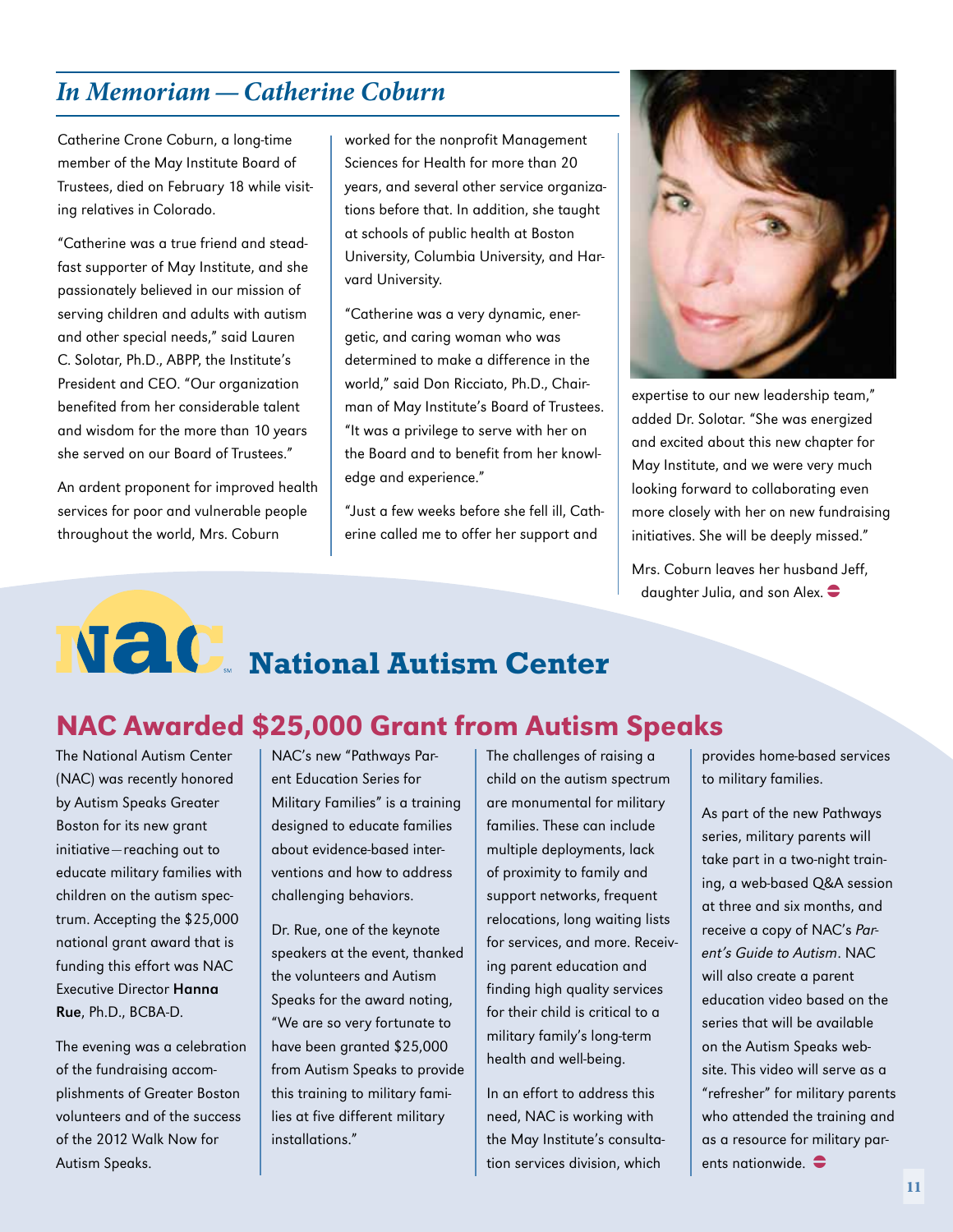## *In Memoriam — Catherine Coburn*

Catherine Crone Coburn, a long-time member of the May Institute Board of Trustees, died on February 18 while visiting relatives in Colorado.

"Catherine was a true friend and steadfast supporter of May Institute, and she passionately believed in our mission of serving children and adults with autism and other special needs," said Lauren C. Solotar, Ph.D., ABPP, the Institute's President and CEO. "Our organization benefited from her considerable talent and wisdom for the more than 10 years she served on our Board of Trustees."

An ardent proponent for improved health services for poor and vulnerable people throughout the world, Mrs. Coburn worked for the nonprofit Management Sciences for Health for more than 20 years, and several other service organizations before that. In addition, she taught at schools of public health at Boston University, Columbia University, and Harvard University.

"Catherine was a very dynamic, energetic, and caring woman who was determined to make a difference in the world," said Don Ricciato, Ph.D., Chairman of May Institute's Board of Trustees. "It was a privilege to serve with her on the Board and to benefit from her knowledge and experience."

"Just a few weeks before she fell ill, Catherine called me to offer her support and expertise to our new leadership team," added Dr. Solotar. "She was energized and excited about this new chapter for May Institute, and we were very much looking forward to collaborating even more closely with her on new fundraising initiatives. She will be deeply missed."

Mrs. Coburn leaves her husband Jeff, daughter Julia, and son Alex.

# NAC National Autism Center

## NAC Awarded $25,000 Grant from Autism Speaks

The National Autism Center (NAC) was recently honored by Autism Speaks Greater Boston for its new grant initiative—reaching out to educate military families with children on the autism spectrum. Accepting the $25,000 national grant award that is funding this effort was NAC Executive Director **Hanna Rue**, Ph.D., BCBA-D.

The evening was a celebration of the fundraising accomplishments of Greater Boston volunteers and of the success of the 2012 Walk Now for Autism Speaks.

NAC's new "Pathways Parent Education Series for Military Families" is a training designed to educate families about evidence-based interventions and how to address challenging behaviors.

Dr. Rue, one of the keynote speakers at the event, thanked the volunteers and Autism Speaks for the award noting, "We are so very fortunate to have been granted $25,000 from Autism Speaks to provide this training to military families at five different military installations."

The challenges of raising a child on the autism spectrum are monumental for military families. These can include multiple deployments, lack of proximity to family and support networks, frequent relocations, long waiting lists for services, and more. Receiving parent education and finding high quality services for their child is critical to a military family's long-term health and well-being.

In an effort to address this need, NAC is working with the May Institute's consultation services division, which provides home-based services to military families.

As part of the new Pathways series, military parents will take part in a two-night training, a web-based Q&A session at three and six months, and receive a copy of NAC's *Parent's Guide to Autism*. NAC will also create a parent education video based on the series that will be available on the Autism Speaks website. This video will serve as a "refresher" for military parents who attended the training and as a resource for military parents nationwide.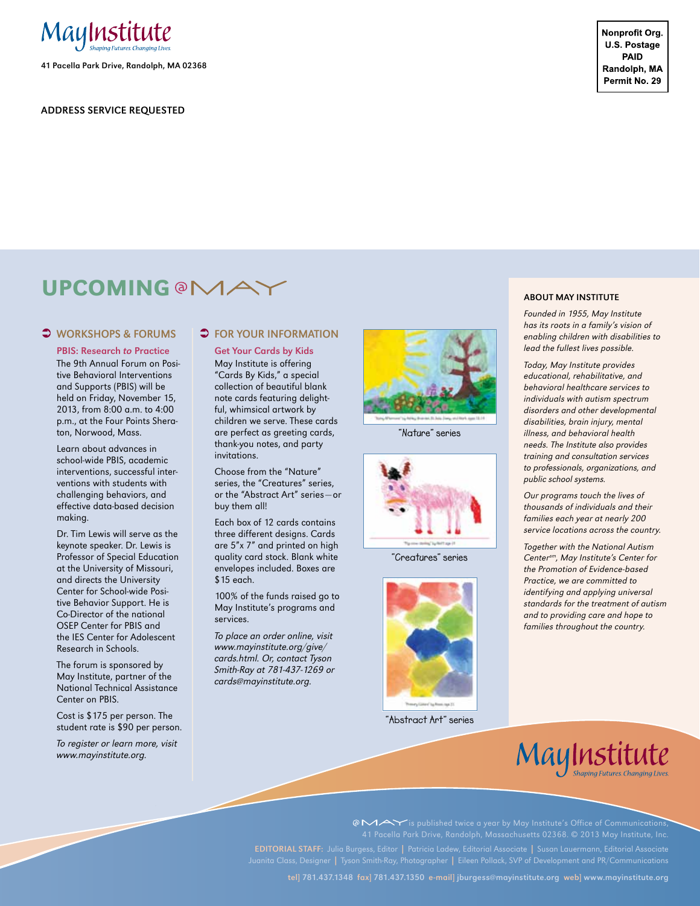May Institute

*Shaping Futures. Changing Lives.*

41 Pacella Park Drive, Randolph, MA 02368

**ADDRESS SERVICE REQUESTED**

Nonprofit Org.
U.S. Postage
PAID
Randolph, MA
Permit No. 29

# UPCOMING @MAY

## WORKSHOPS & FORUMS

### PBIS: Research *to* Practice

The 9th Annual Forum on Positive Behavioral Interventions and Supports (PBIS) will be held on Friday, November 15, 2013, from 8:00 a.m. to 4:00 p.m., at the Four Points Sheraton, Norwood, Mass.

Learn about advances in school-wide PBIS, academic interventions, successful interventions with students with challenging behaviors, and effective data-based decision making.

Dr. Tim Lewis will serve as the keynote speaker. Dr. Lewis is Professor of Special Education at the University of Missouri, and directs the University Center for School-wide Positive Behavior Support. He is Co-Director of the national OSEP Center for PBIS and the IES Center for Adolescent Research in Schools.

The forum is sponsored by May Institute, partner of the National Technical Assistance Center on PBIS.

Cost is $175 per person. The student rate is $90 per person.

*To register or learn more, visit www.mayinstitute.org.*

## FOR YOUR INFORMATION

### Get Your Cards by Kids

May Institute is offering "Cards By Kids," a special collection of beautiful blank note cards featuring delightful, whimsical artwork by children we serve. These cards are perfect as greeting cards, thank-you notes, and party invitations.

Choose from the "Nature" series, the "Creatures" series, or the "Abstract Art" series—or buy them all!

Each box of 12 cards contains three different designs. Cards are 5"x 7" and printed on high quality card stock. Blank white envelopes included. Boxes are $15 each.

100% of the funds raised go to May Institute's programs and services.

*To place an order online, visit www.mayinstitute.org/give/cards.html. Or, contact Tyson Smith-Ray at 781-437-1269 or cards@mayinstitute.org.*

"Nature" series

"Creatures" series

"Abstract Art" series

## ABOUT MAY INSTITUTE

*Founded in 1955, May Institute has its roots in a family's vision of enabling children with disabilities to lead the fullest lives possible.*

*Today, May Institute provides educational, rehabilitative, and behavioral healthcare services to individuals with autism spectrum disorders and other developmental disabilities, brain injury, mental illness, and behavioral health needs. The Institute also provides training and consultation services to professionals, organizations, and public school systems.*

*Our programs touch the lives of thousands of individuals and their families each year at nearly 200 service locations across the country.*

*Together with the National Autism Center[sm], May Institute's Center for the Promotion of Evidence-based Practice, we are committed to identifying and applying universal standards for the treatment of autism and to providing care and hope to families throughout the country.*

May Institute

*Shaping Futures. Changing Lives.*

@MAY is published twice a year by May Institute's Office of Communications, 41 Pacella Park Drive, Randolph, Massachusetts 02368. © 2013 May Institute, Inc.

**EDITORIAL STAFF:** Julia Burgess, Editor | Patricia Ladew, Editorial Associate | Susan Lauermann, Editorial Associate | Juanita Class, Designer | Tyson Smith-Ray, Photographer | Eileen Pollack, SVP of Development and PR/Communications

**tel]** 781.437.1348 **fax]** 781.437.1350 **e-mail]** jburgess@mayinstitute.org **web]** www.mayinstitute.org